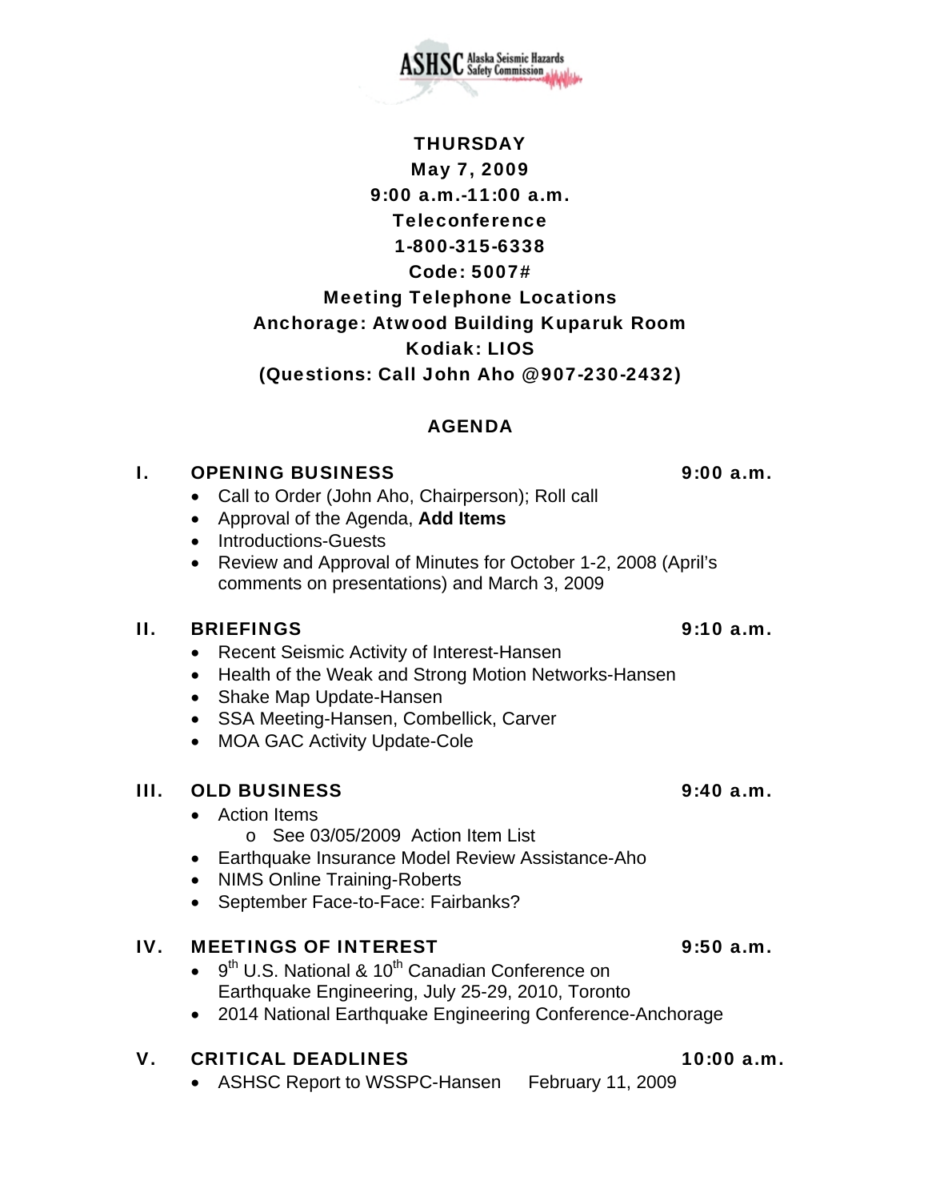ASHSC Alaska Seismic Hazards Safety Commission

**THURSDAY**
**May 7, 2009**
**9:00 a.m.-11:00 a.m.**
**Teleconference**
**1-800-315-6338**
**Code: 5007#**
**Meeting Telephone Locations**
**Anchorage: Atwood Building Kuparuk Room**
**Kodiak: LIOS**
**(Questions: Call John Aho @907-230-2432)**

## AGENDA

### I. OPENING BUSINESS — 9:00 a.m.

- Call to Order (John Aho, Chairperson); Roll call
- Approval of the Agenda, **Add Items**
- Introductions-Guests
- Review and Approval of Minutes for October 1-2, 2008 (April's comments on presentations) and March 3, 2009

### II. BRIEFINGS — 9:10 a.m.

- Recent Seismic Activity of Interest-Hansen
- Health of the Weak and Strong Motion Networks-Hansen
- Shake Map Update-Hansen
- SSA Meeting-Hansen, Combellick, Carver
- MOA GAC Activity Update-Cole

### III. OLD BUSINESS — 9:40 a.m.

- Action Items
  - See 03/05/2009 Action Item List
- Earthquake Insurance Model Review Assistance-Aho
- NIMS Online Training-Roberts
- September Face-to-Face: Fairbanks?

### IV. MEETINGS OF INTEREST — 9:50 a.m.

- 9th U.S. National & 10th Canadian Conference on Earthquake Engineering, July 25-29, 2010, Toronto
- 2014 National Earthquake Engineering Conference-Anchorage

### V. CRITICAL DEADLINES — 10:00 a.m.

- ASHSC Report to WSSPC-Hansen — February 11, 2009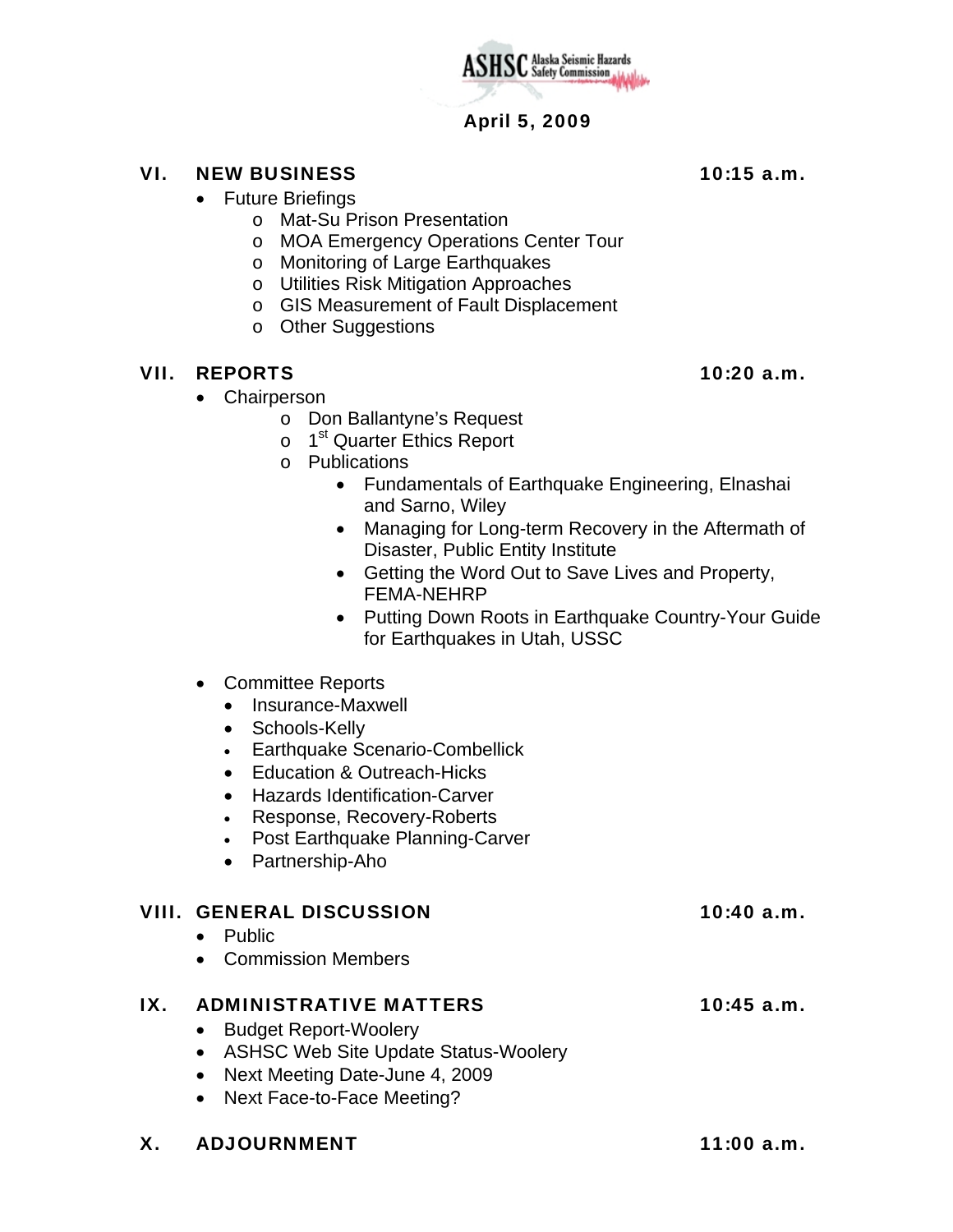**April 5, 2009**

## VI. NEW BUSINESS 10:15 a.m.

- Future Briefings
  - Mat-Su Prison Presentation
  - MOA Emergency Operations Center Tour
  - Monitoring of Large Earthquakes
  - Utilities Risk Mitigation Approaches
  - GIS Measurement of Fault Displacement
  - Other Suggestions

## VII. REPORTS 10:20 a.m.

- Chairperson
  - Don Ballantyne's Request
  - 1st Quarter Ethics Report
  - Publications
    - Fundamentals of Earthquake Engineering, Elnashai and Sarno, Wiley
    - Managing for Long-term Recovery in the Aftermath of Disaster, Public Entity Institute
    - Getting the Word Out to Save Lives and Property, FEMA-NEHRP
    - Putting Down Roots in Earthquake Country-Your Guide for Earthquakes in Utah, USSC

- Committee Reports
  - Insurance-Maxwell
  - Schools-Kelly
  - Earthquake Scenario-Combellick
  - Education & Outreach-Hicks
  - Hazards Identification-Carver
  - Response, Recovery-Roberts
  - Post Earthquake Planning-Carver
  - Partnership-Aho

## VIII. GENERAL DISCUSSION 10:40 a.m.

- Public
- Commission Members

## IX. ADMINISTRATIVE MATTERS 10:45 a.m.

- Budget Report-Woolery
- ASHSC Web Site Update Status-Woolery
- Next Meeting Date-June 4, 2009
- Next Face-to-Face Meeting?

## X. ADJOURNMENT 11:00 a.m.